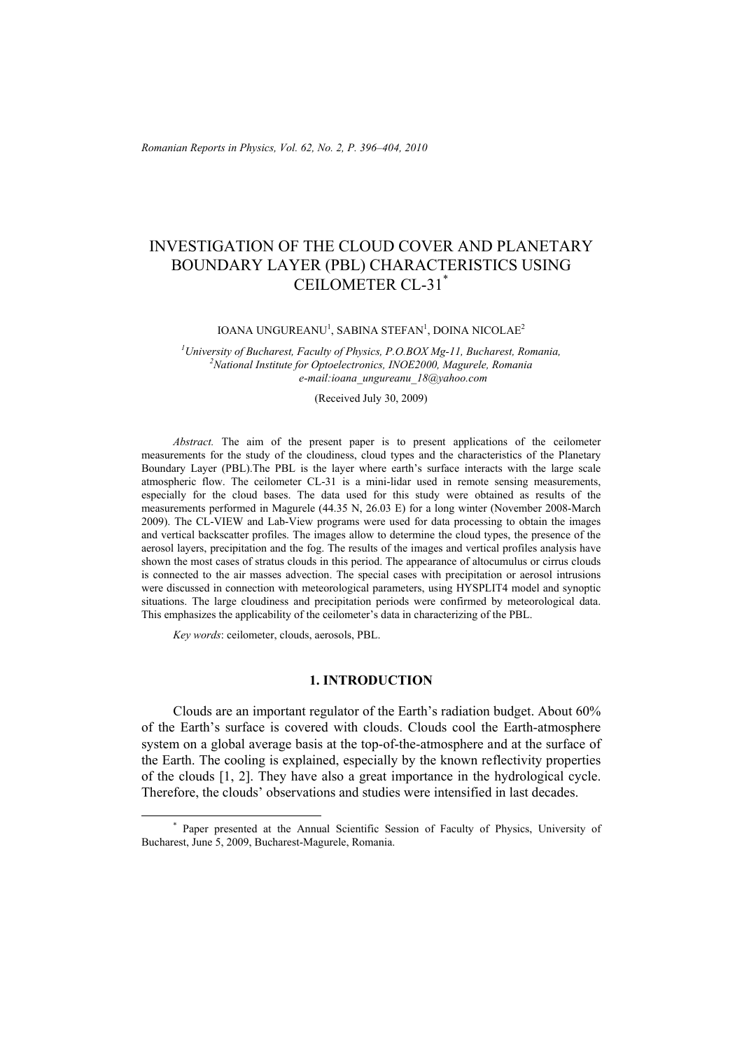# INVESTIGATION OF THE CLOUD COVER AND PLANETARY BOUNDARY LAYER (PBL) CHARACTERISTICS USING CEILOMETER CL-31*

IOANA UNGUREANU[1], SABINA STEFAN[1], DOINA NICOLAE[2]

[1]*University of Bucharest, Faculty of Physics, P.O.BOX Mg-11, Bucharest, Romania,*
[2]*National Institute for Optoelectronics, INOE2000, Magurele, Romania*
*e-mail:ioana_ungureanu_18@yahoo.com*

(Received July 30, 2009)

*Abstract.* The aim of the present paper is to present applications of the ceilometer measurements for the study of the cloudiness, cloud types and the characteristics of the Planetary Boundary Layer (PBL).The PBL is the layer where earth's surface interacts with the large scale atmospheric flow. The ceilometer CL-31 is a mini-lidar used in remote sensing measurements, especially for the cloud bases. The data used for this study were obtained as results of the measurements performed in Magurele (44.35 N, 26.03 E) for a long winter (November 2008-March 2009). The CL-VIEW and Lab-View programs were used for data processing to obtain the images and vertical backscatter profiles. The images allow to determine the cloud types, the presence of the aerosol layers, precipitation and the fog. The results of the images and vertical profiles analysis have shown the most cases of stratus clouds in this period. The appearance of altocumulus or cirrus clouds is connected to the air masses advection. The special cases with precipitation or aerosol intrusions were discussed in connection with meteorological parameters, using HYSPLIT4 model and synoptic situations. The large cloudiness and precipitation periods were confirmed by meteorological data. This emphasizes the applicability of the ceilometer's data in characterizing of the PBL.

*Key words*: ceilometer, clouds, aerosols, PBL.

## 1. INTRODUCTION

Clouds are an important regulator of the Earth's radiation budget. About 60% of the Earth's surface is covered with clouds. Clouds cool the Earth-atmosphere system on a global average basis at the top-of-the-atmosphere and at the surface of the Earth. The cooling is explained, especially by the known reflectivity properties of the clouds [1, 2]. They have also a great importance in the hydrological cycle. Therefore, the clouds' observations and studies were intensified in last decades.

---

* Paper presented at the Annual Scientific Session of Faculty of Physics, University of Bucharest, June 5, 2009, Bucharest-Magurele, Romania.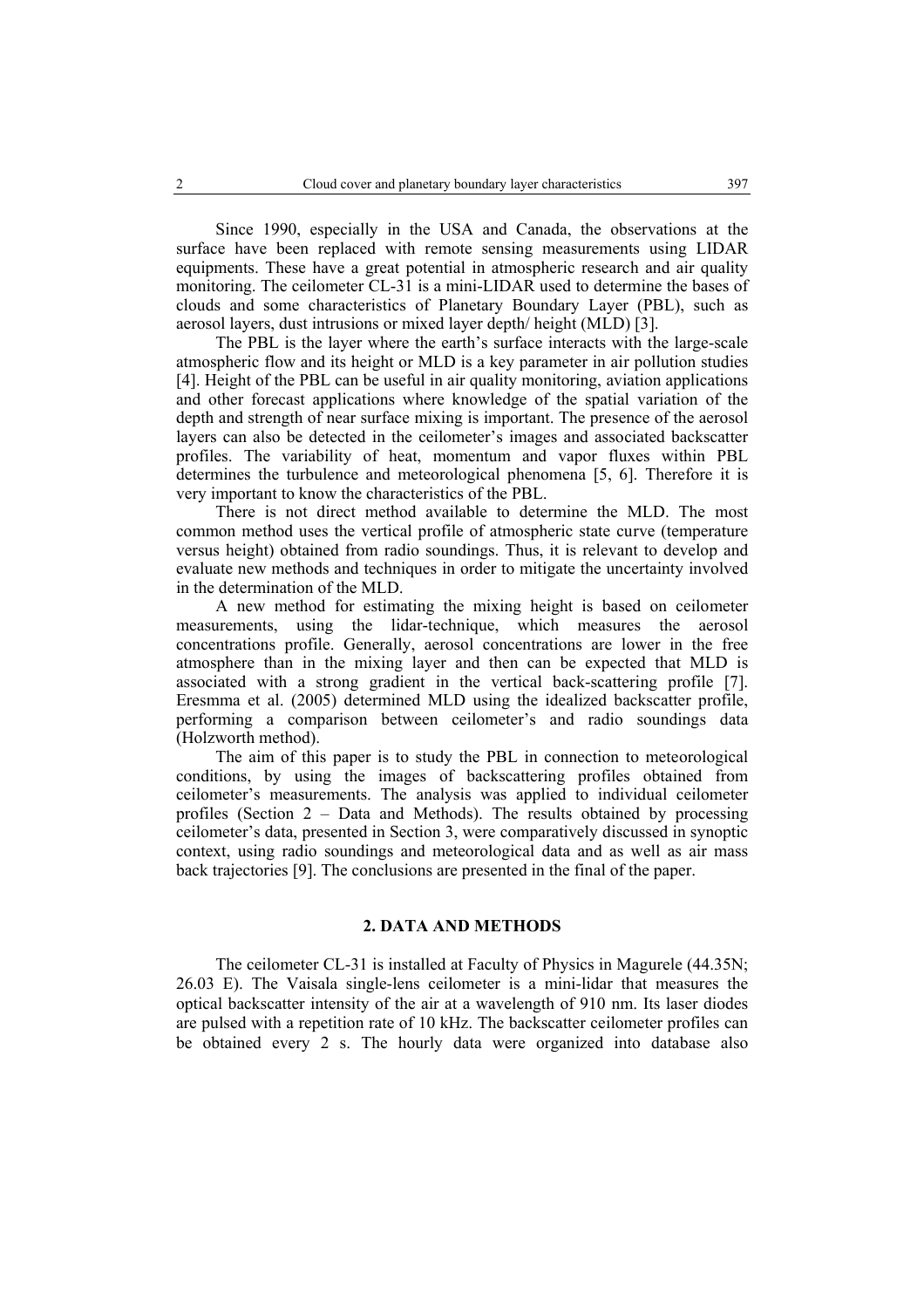Since 1990, especially in the USA and Canada, the observations at the surface have been replaced with remote sensing measurements using LIDAR equipments. These have a great potential in atmospheric research and air quality monitoring. The ceilometer CL-31 is a mini-LIDAR used to determine the bases of clouds and some characteristics of Planetary Boundary Layer (PBL), such as aerosol layers, dust intrusions or mixed layer depth/ height (MLD) [3].

The PBL is the layer where the earth's surface interacts with the large-scale atmospheric flow and its height or MLD is a key parameter in air pollution studies [4]. Height of the PBL can be useful in air quality monitoring, aviation applications and other forecast applications where knowledge of the spatial variation of the depth and strength of near surface mixing is important. The presence of the aerosol layers can also be detected in the ceilometer's images and associated backscatter profiles. The variability of heat, momentum and vapor fluxes within PBL determines the turbulence and meteorological phenomena [5, 6]. Therefore it is very important to know the characteristics of the PBL.

There is not direct method available to determine the MLD. The most common method uses the vertical profile of atmospheric state curve (temperature versus height) obtained from radio soundings. Thus, it is relevant to develop and evaluate new methods and techniques in order to mitigate the uncertainty involved in the determination of the MLD.

A new method for estimating the mixing height is based on ceilometer measurements, using the lidar-technique, which measures the aerosol concentrations profile. Generally, aerosol concentrations are lower in the free atmosphere than in the mixing layer and then can be expected that MLD is associated with a strong gradient in the vertical back-scattering profile [7]. Eresmma et al. (2005) determined MLD using the idealized backscatter profile, performing a comparison between ceilometer's and radio soundings data (Holzworth method).

The aim of this paper is to study the PBL in connection to meteorological conditions, by using the images of backscattering profiles obtained from ceilometer's measurements. The analysis was applied to individual ceilometer profiles (Section 2 – Data and Methods). The results obtained by processing ceilometer's data, presented in Section 3, were comparatively discussed in synoptic context, using radio soundings and meteorological data and as well as air mass back trajectories [9]. The conclusions are presented in the final of the paper.

## 2. DATA AND METHODS

The ceilometer CL-31 is installed at Faculty of Physics in Magurele (44.35N; 26.03 E). The Vaisala single-lens ceilometer is a mini-lidar that measures the optical backscatter intensity of the air at a wavelength of 910 nm. Its laser diodes are pulsed with a repetition rate of 10 kHz. The backscatter ceilometer profiles can be obtained every 2 s. The hourly data were organized into database also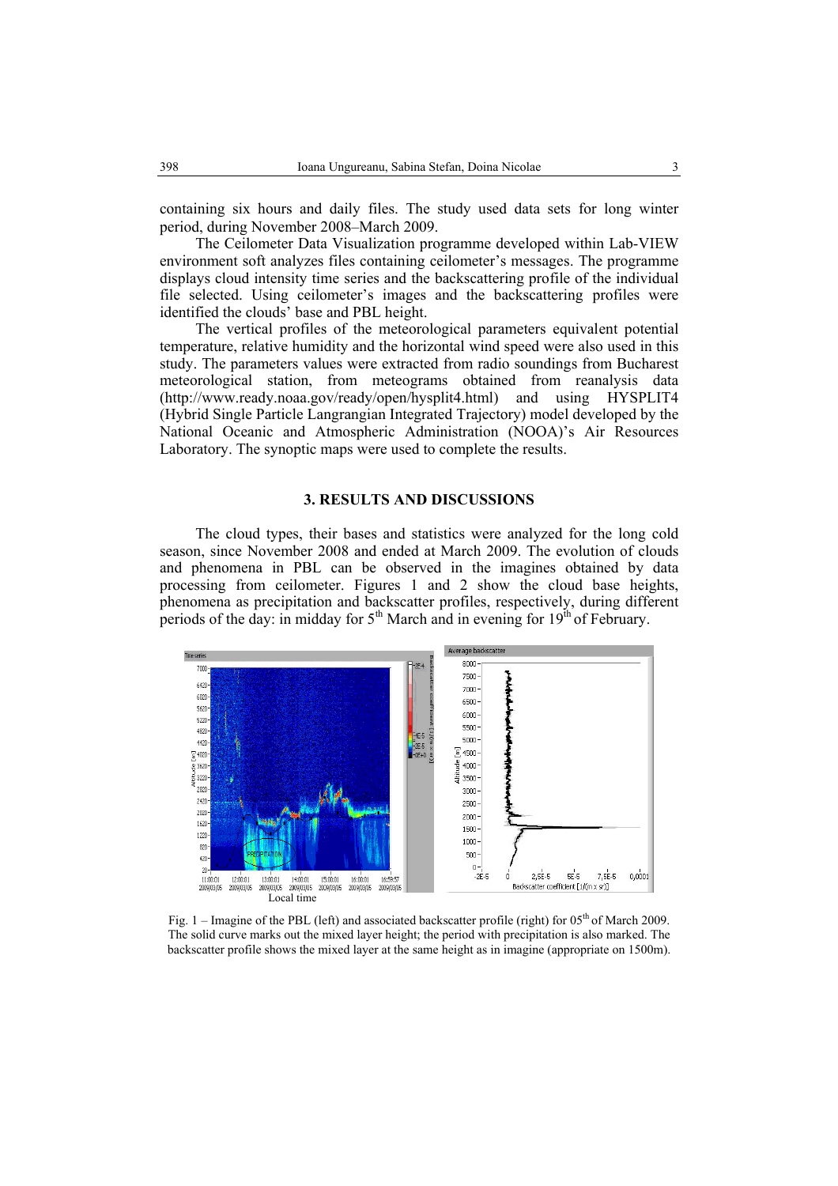containing six hours and daily files. The study used data sets for long winter period, during November 2008–March 2009.

The Ceilometer Data Visualization programme developed within Lab-VIEW environment soft analyzes files containing ceilometer's messages. The programme displays cloud intensity time series and the backscattering profile of the individual file selected. Using ceilometer's images and the backscattering profiles were identified the clouds' base and PBL height.

The vertical profiles of the meteorological parameters equivalent potential temperature, relative humidity and the horizontal wind speed were also used in this study. The parameters values were extracted from radio soundings from Bucharest meteorological station, from meteograms obtained from reanalysis data (http://www.ready.noaa.gov/ready/open/hysplit4.html) and using HYSPLIT4 (Hybrid Single Particle Langrangian Integrated Trajectory) model developed by the National Oceanic and Atmospheric Administration (NOOA)'s Air Resources Laboratory. The synoptic maps were used to complete the results.

## 3. RESULTS AND DISCUSSIONS

The cloud types, their bases and statistics were analyzed for the long cold season, since November 2008 and ended at March 2009. The evolution of clouds and phenomena in PBL can be observed in the imagines obtained by data processing from ceilometer. Figures 1 and 2 show the cloud base heights, phenomena as precipitation and backscatter profiles, respectively, during different periods of the day: in midday for 5th March and in evening for 19th of February.

Fig. 1 – Imagine of the PBL (left) and associated backscatter profile (right) for 05th of March 2009. The solid curve marks out the mixed layer height; the period with precipitation is also marked. The backscatter profile shows the mixed layer at the same height as in imagine (appropriate on 1500m).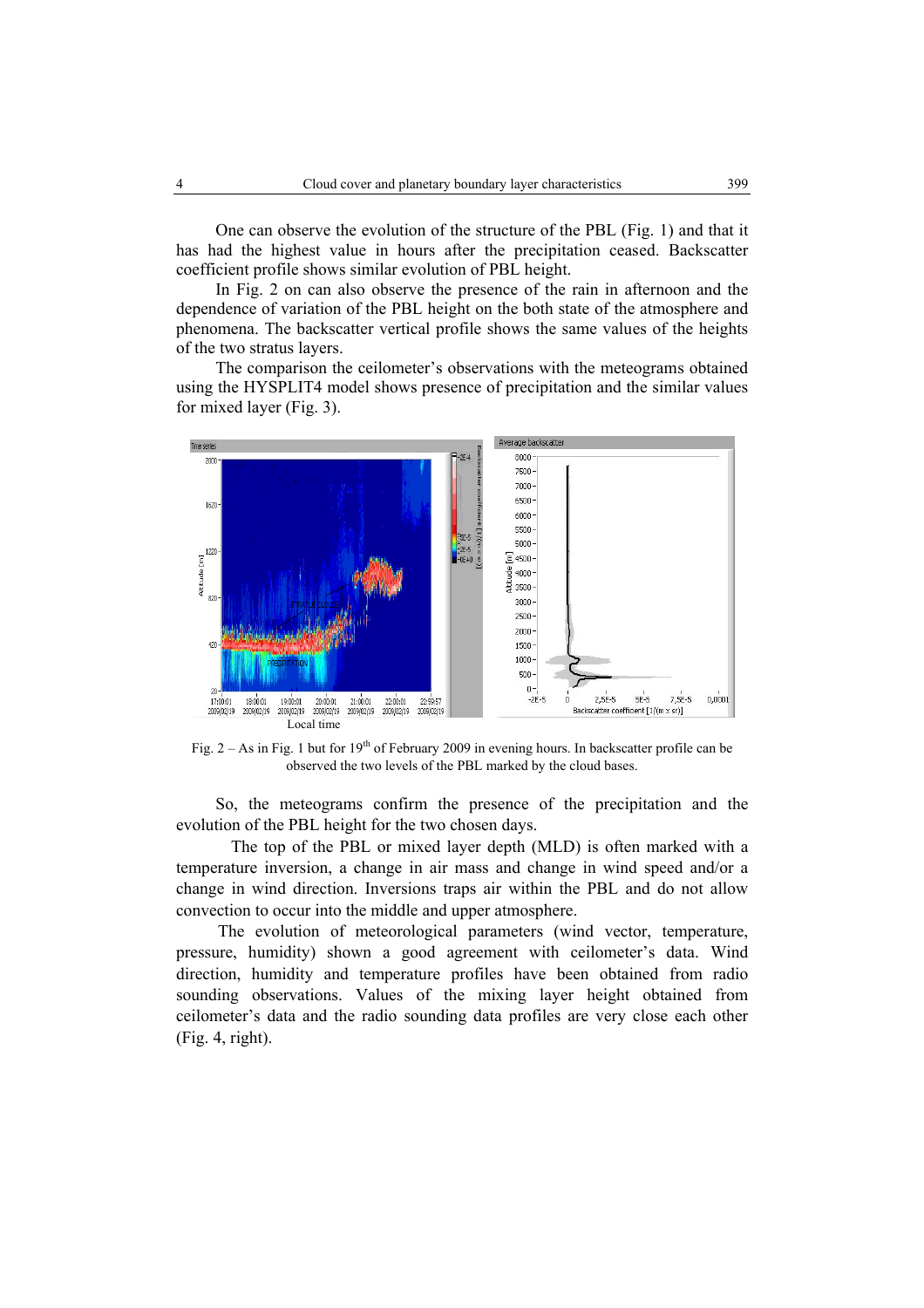One can observe the evolution of the structure of the PBL (Fig. 1) and that it has had the highest value in hours after the precipitation ceased. Backscatter coefficient profile shows similar evolution of PBL height.

In Fig. 2 on can also observe the presence of the rain in afternoon and the dependence of variation of the PBL height on the both state of the atmosphere and phenomena. The backscatter vertical profile shows the same values of the heights of the two stratus layers.

The comparison the ceilometer's observations with the meteograms obtained using the HYSPLIT4 model shows presence of precipitation and the similar values for mixed layer (Fig. 3).

Fig. 2 – As in Fig. 1 but for 19th of February 2009 in evening hours. In backscatter profile can be observed the two levels of the PBL marked by the cloud bases.

So, the meteograms confirm the presence of the precipitation and the evolution of the PBL height for the two chosen days.

The top of the PBL or mixed layer depth (MLD) is often marked with a temperature inversion, a change in air mass and change in wind speed and/or a change in wind direction. Inversions traps air within the PBL and do not allow convection to occur into the middle and upper atmosphere.

The evolution of meteorological parameters (wind vector, temperature, pressure, humidity) shown a good agreement with ceilometer's data. Wind direction, humidity and temperature profiles have been obtained from radio sounding observations. Values of the mixing layer height obtained from ceilometer's data and the radio sounding data profiles are very close each other (Fig. 4, right).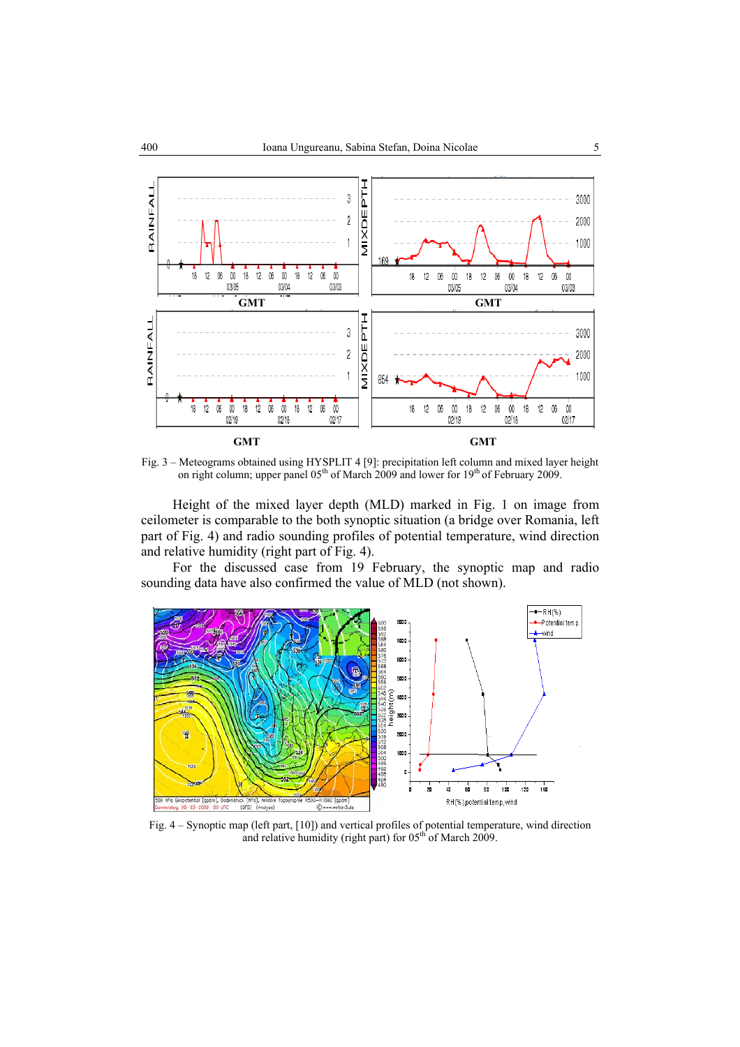Fig. 3 – Meteograms obtained using HYSPLIT 4 [9]: precipitation left column and mixed layer height on right column; upper panel 05[th] of March 2009 and lower for 19[th] of February 2009.

Height of the mixed layer depth (MLD) marked in Fig. 1 on image from ceilometer is comparable to the both synoptic situation (a bridge over Romania, left part of Fig. 4) and radio sounding profiles of potential temperature, wind direction and relative humidity (right part of Fig. 4).

For the discussed case from 19 February, the synoptic map and radio sounding data have also confirmed the value of MLD (not shown).

Fig. 4 – Synoptic map (left part, [10]) and vertical profiles of potential temperature, wind direction and relative humidity (right part) for 05[th] of March 2009.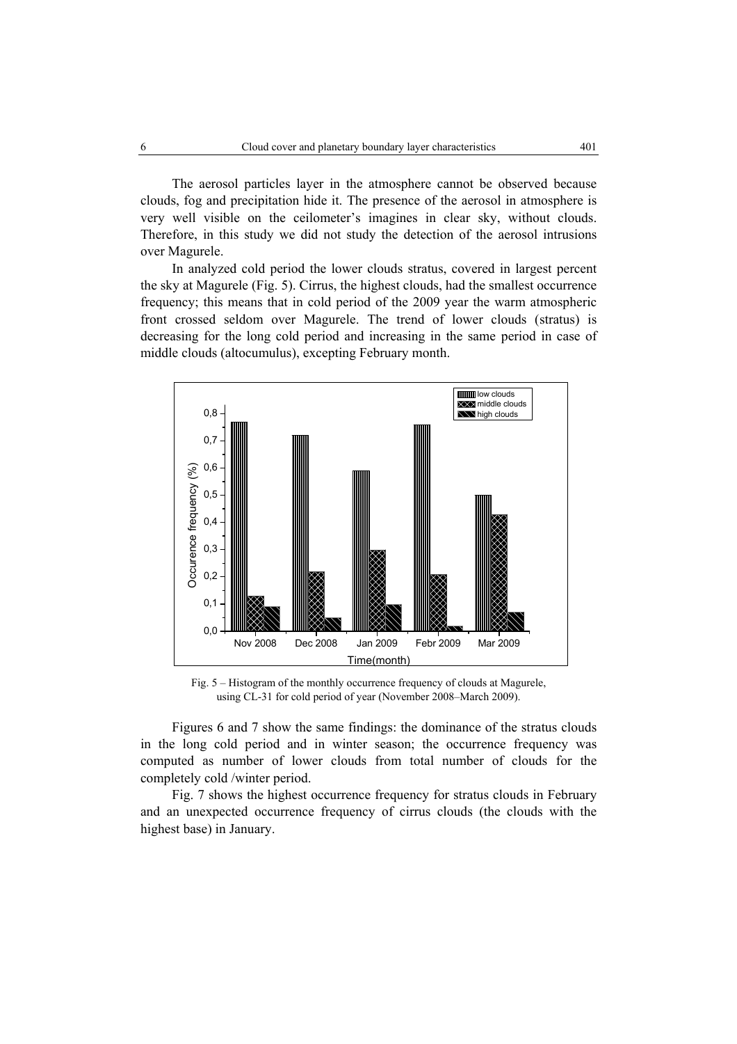The aerosol particles layer in the atmosphere cannot be observed because clouds, fog and precipitation hide it. The presence of the aerosol in atmosphere is very well visible on the ceilometer's imagines in clear sky, without clouds. Therefore, in this study we did not study the detection of the aerosol intrusions over Magurele.

In analyzed cold period the lower clouds stratus, covered in largest percent the sky at Magurele (Fig. 5). Cirrus, the highest clouds, had the smallest occurrence frequency; this means that in cold period of the 2009 year the warm atmospheric front crossed seldom over Magurele. The trend of lower clouds (stratus) is decreasing for the long cold period and increasing in the same period in case of middle clouds (altocumulus), excepting February month.

Fig. 5 – Histogram of the monthly occurrence frequency of clouds at Magurele, using CL-31 for cold period of year (November 2008–March 2009).

Figures 6 and 7 show the same findings: the dominance of the stratus clouds in the long cold period and in winter season; the occurrence frequency was computed as number of lower clouds from total number of clouds for the completely cold /winter period.

Fig. 7 shows the highest occurrence frequency for stratus clouds in February and an unexpected occurrence frequency of cirrus clouds (the clouds with the highest base) in January.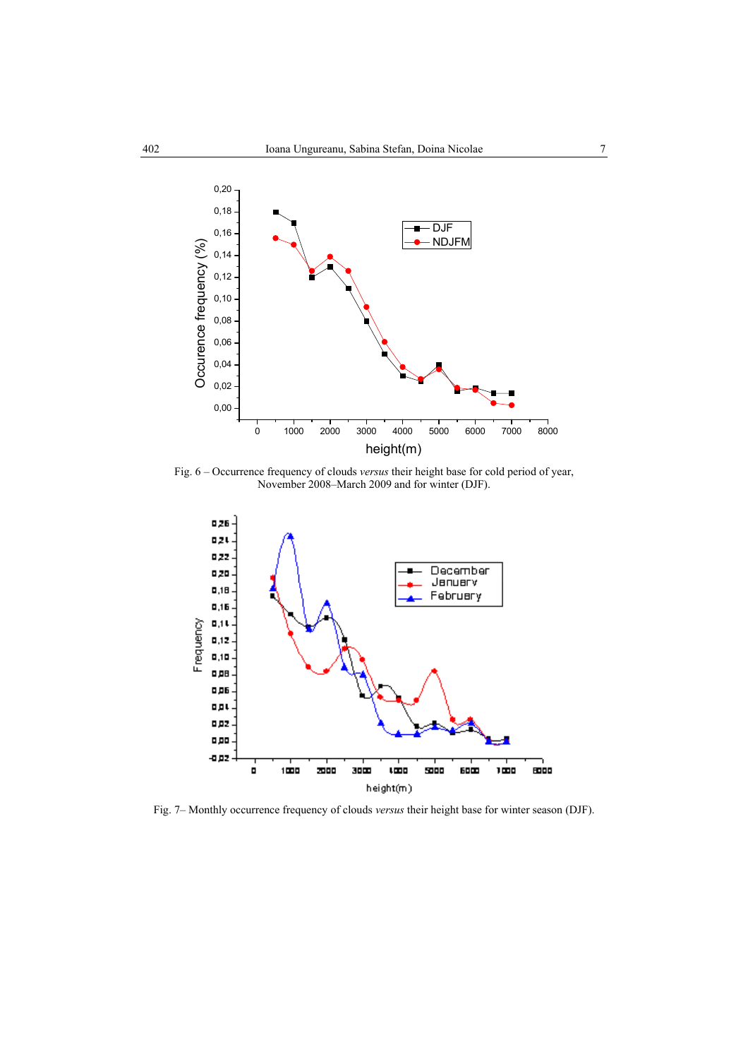Fig. 6 – Occurrence frequency of clouds *versus* their height base for cold period of year, November 2008–March 2009 and for winter (DJF).

Fig. 7– Monthly occurrence frequency of clouds *versus* their height base for winter season (DJF).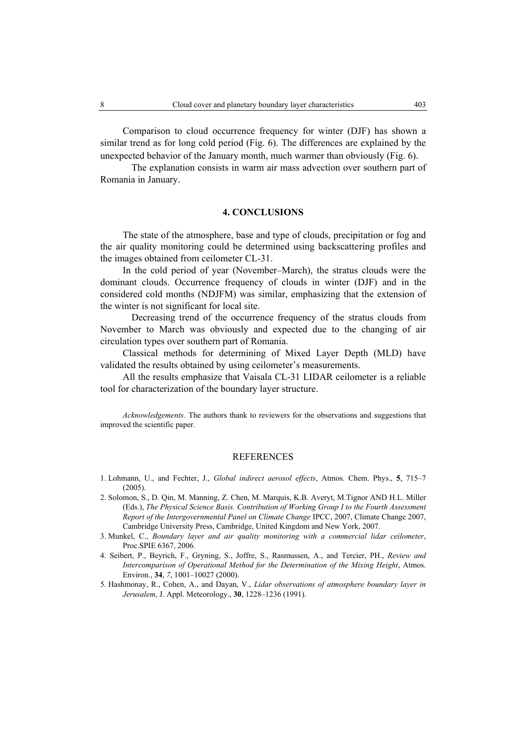Comparison to cloud occurrence frequency for winter (DJF) has shown a similar trend as for long cold period (Fig. 6). The differences are explained by the unexpected behavior of the January month, much warmer than obviously (Fig. 6).

The explanation consists in warm air mass advection over southern part of Romania in January.

## 4. CONCLUSIONS

The state of the atmosphere, base and type of clouds, precipitation or fog and the air quality monitoring could be determined using backscattering profiles and the images obtained from ceilometer CL-31.

In the cold period of year (November–March), the stratus clouds were the dominant clouds. Occurrence frequency of clouds in winter (DJF) and in the considered cold months (NDJFM) was similar, emphasizing that the extension of the winter is not significant for local site.

Decreasing trend of the occurrence frequency of the stratus clouds from November to March was obviously and expected due to the changing of air circulation types over southern part of Romania.

Classical methods for determining of Mixed Layer Depth (MLD) have validated the results obtained by using ceilometer's measurements.

All the results emphasize that Vaisala CL-31 LIDAR ceilometer is a reliable tool for characterization of the boundary layer structure.

*Acknowledgements*. The authors thank to reviewers for the observations and suggestions that improved the scientific paper.

## REFERENCES

1. Lohmann, U., and Fechter, J., *Global indirect aerosol effects*, Atmos. Chem. Phys., **5**, 715–7 (2005).
2. Solomon, S., D. Qin, M. Manning, Z. Chen, M. Marquis, K.B. Averyt, M.Tignor AND H.L. Miller (Eds.), *The Physical Science Basis. Contribution of Working Group I to the Fourth Assessment Report of the Intergovernmental Panel on Climate Change* IPCC, 2007, Climate Change 2007, Cambridge University Press, Cambridge, United Kingdom and New York, 2007.
3. Munkel, C., *Boundary layer and air quality monitoring with a commercial lidar ceilometer*, Proc.SPIE 6367, 2006.
4. Seibert, P., Beyrich, F., Gryning, S., Joffre, S., Rasmussen, A., and Tercier, PH., *Review and Intercomparison of Operational Method for the Determination of the Mixing Height*, Atmos. Environ., **34**, *7*, 1001–10027 (2000).
5. Hashmonay, R., Cohen, A., and Dayan, V., *Lidar observations of atmosphere boundary layer in Jerusalem*, J. Appl. Meteorology., **30**, 1228–1236 (1991).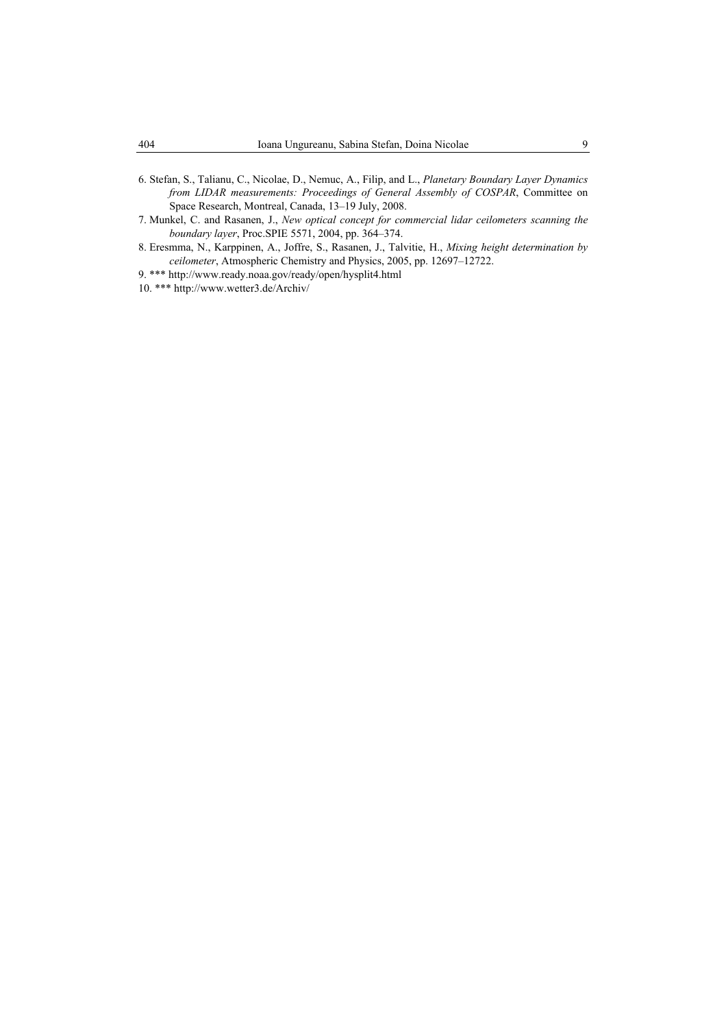6. Stefan, S., Talianu, C., Nicolae, D., Nemuc, A., Filip, and L., *Planetary Boundary Layer Dynamics from LIDAR measurements: Proceedings of General Assembly of COSPAR*, Committee on Space Research, Montreal, Canada, 13–19 July, 2008.
7. Munkel, C. and Rasanen, J., *New optical concept for commercial lidar ceilometers scanning the boundary layer*, Proc.SPIE 5571, 2004, pp. 364–374.
8. Eresmma, N., Karppinen, A., Joffre, S., Rasanen, J., Talvitie, H., *Mixing height determination by ceilometer*, Atmospheric Chemistry and Physics, 2005, pp. 12697–12722.
9. *** http://www.ready.noaa.gov/ready/open/hysplit4.html
10. *** http://www.wetter3.de/Archiv/